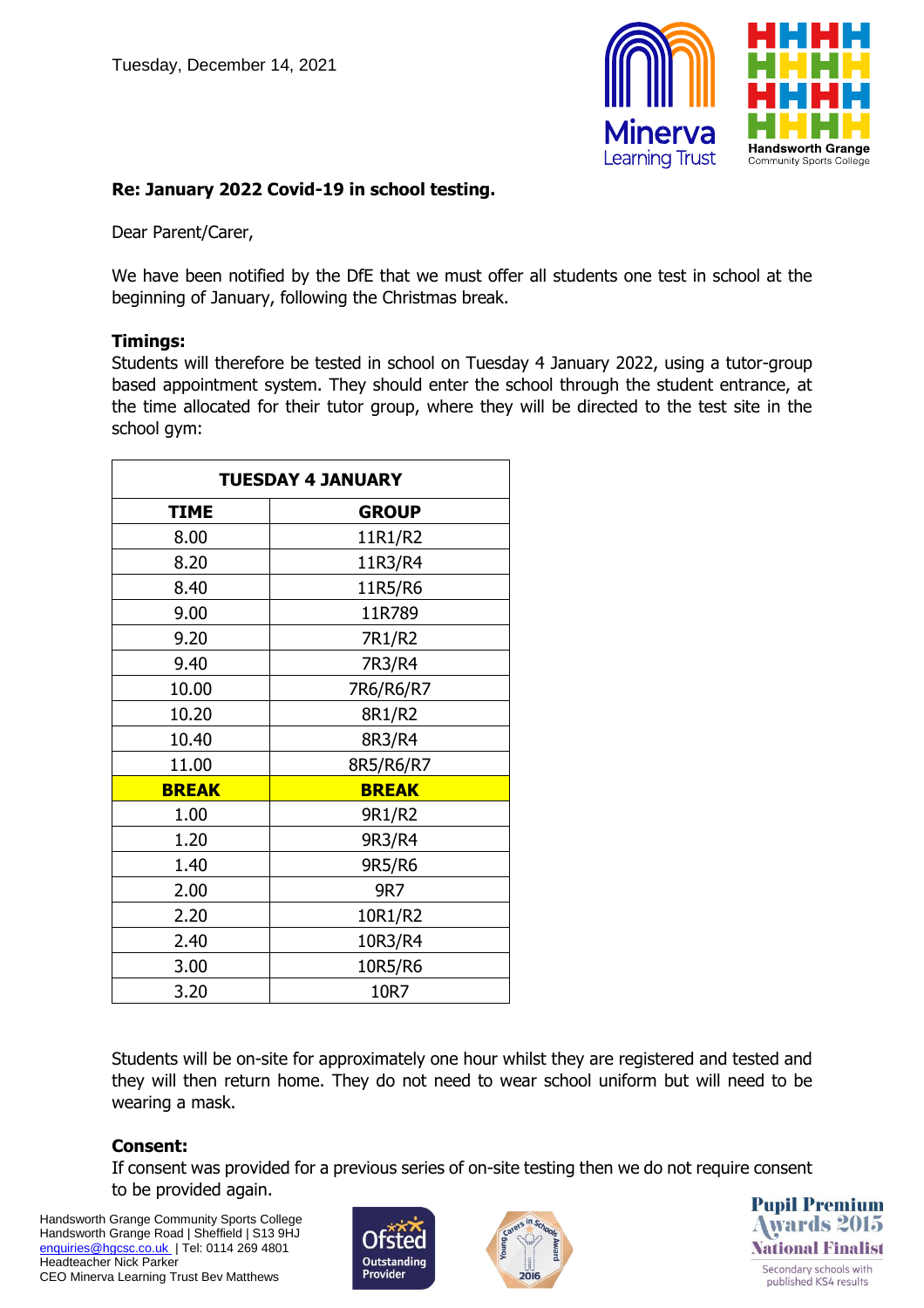Tuesday, December 14, 2021

**Re: January 2022 Covid-19 in school testing.**

Dear Parent/Carer,

We have been notified by the DfE that we must offer all students one test in school at the beginning of January, following the Christmas break.

**Timings:**
Students will therefore be tested in school on Tuesday 4 January 2022, using a tutor-group based appointment system. They should enter the school through the student entrance, at the time allocated for their tutor group, where they will be directed to the test site in the school gym:

| TUESDAY 4 JANUARY | |
|---|---|
| **TIME** | **GROUP** |
| 8.00 | 11R1/R2 |
| 8.20 | 11R3/R4 |
| 8.40 | 11R5/R6 |
| 9.00 | 11R789 |
| 9.20 | 7R1/R2 |
| 9.40 | 7R3/R4 |
| 10.00 | 7R6/R6/R7 |
| 10.20 | 8R1/R2 |
| 10.40 | 8R3/R4 |
| 11.00 | 8R5/R6/R7 |
| **BREAK** | **BREAK** |
| 1.00 | 9R1/R2 |
| 1.20 | 9R3/R4 |
| 1.40 | 9R5/R6 |
| 2.00 | 9R7 |
| 2.20 | 10R1/R2 |
| 2.40 | 10R3/R4 |
| 3.00 | 10R5/R6 |
| 3.20 | 10R7 |

Students will be on-site for approximately one hour whilst they are registered and tested and they will then return home. They do not need to wear school uniform but will need to be wearing a mask.

**Consent:**
If consent was provided for a previous series of on-site testing then we do not require consent to be provided again.

Handsworth Grange Community Sports College
Handsworth Grange Road | Sheffield | S13 9HJ
enquiries@hgcsc.co.uk | Tel: 0114 269 4801
Headteacher Nick Parker
CEO Minerva Learning Trust Bev Matthews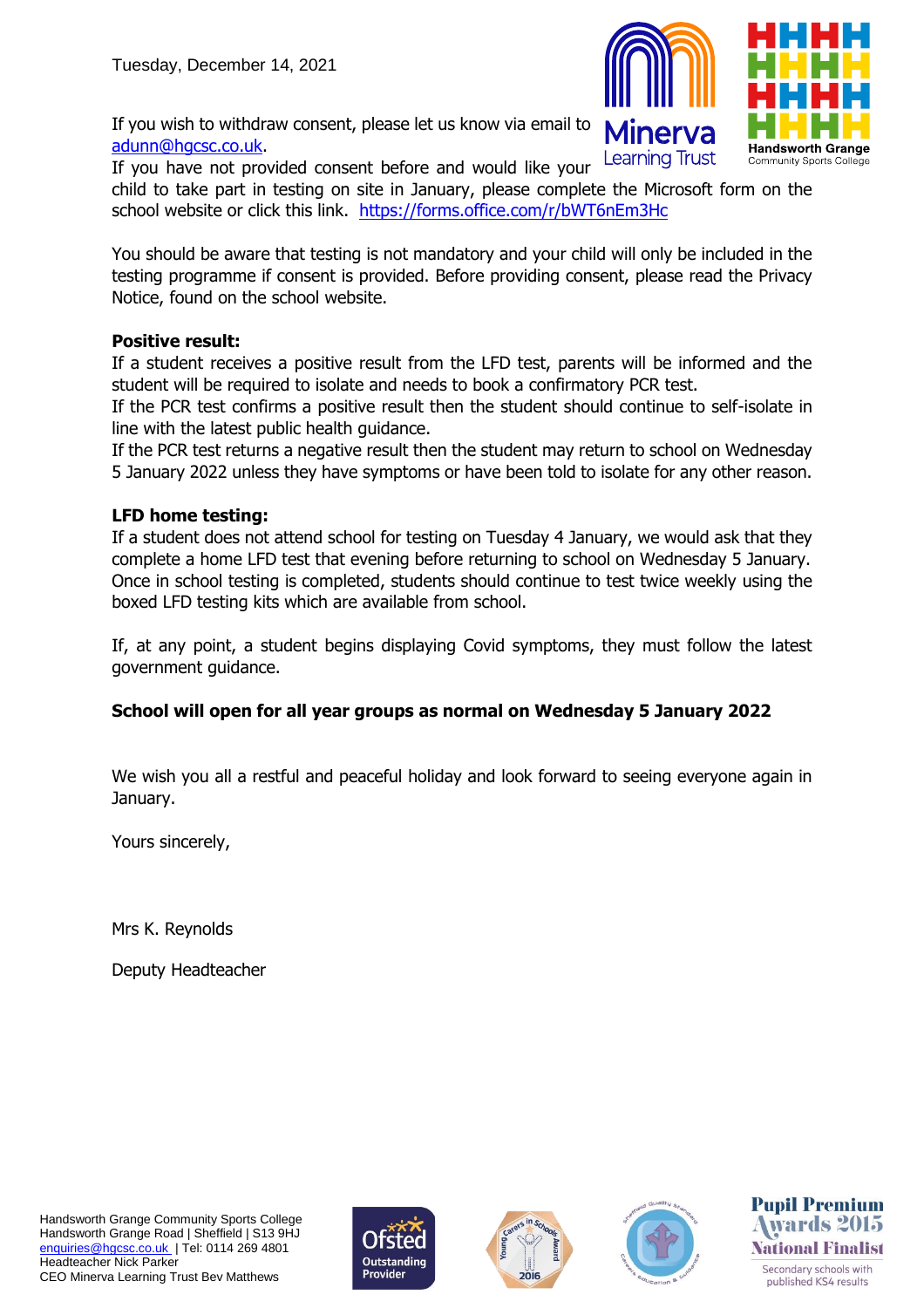Tuesday, December 14, 2021

If you wish to withdraw consent, please let us know via email to [adunn@hgcsc.co.uk](mailto:adunn@hgcsc.co.uk).

If you have not provided consent before and would like your child to take part in testing on site in January, please complete the Microsoft form on the school website or click this link. [https://forms.office.com/r/bWT6nEm3Hc](https://forms.office.com/r/bWT6nEm3Hc)

You should be aware that testing is not mandatory and your child will only be included in the testing programme if consent is provided. Before providing consent, please read the Privacy Notice, found on the school website.

**Positive result:**

If a student receives a positive result from the LFD test, parents will be informed and the student will be required to isolate and needs to book a confirmatory PCR test.

If the PCR test confirms a positive result then the student should continue to self-isolate in line with the latest public health guidance.

If the PCR test returns a negative result then the student may return to school on Wednesday 5 January 2022 unless they have symptoms or have been told to isolate for any other reason.

**LFD home testing:**

If a student does not attend school for testing on Tuesday 4 January, we would ask that they complete a home LFD test that evening before returning to school on Wednesday 5 January. Once in school testing is completed, students should continue to test twice weekly using the boxed LFD testing kits which are available from school.

If, at any point, a student begins displaying Covid symptoms, they must follow the latest government guidance.

**School will open for all year groups as normal on Wednesday 5 January 2022**

We wish you all a restful and peaceful holiday and look forward to seeing everyone again in January.

Yours sincerely,

Mrs K. Reynolds

Deputy Headteacher

Handsworth Grange Community Sports College
Handsworth Grange Road | Sheffield | S13 9HJ
[enquiries@hgcsc.co.uk](mailto:enquiries@hgcsc.co.uk) | Tel: 0114 269 4801
Headteacher Nick Parker
CEO Minerva Learning Trust Bev Matthews